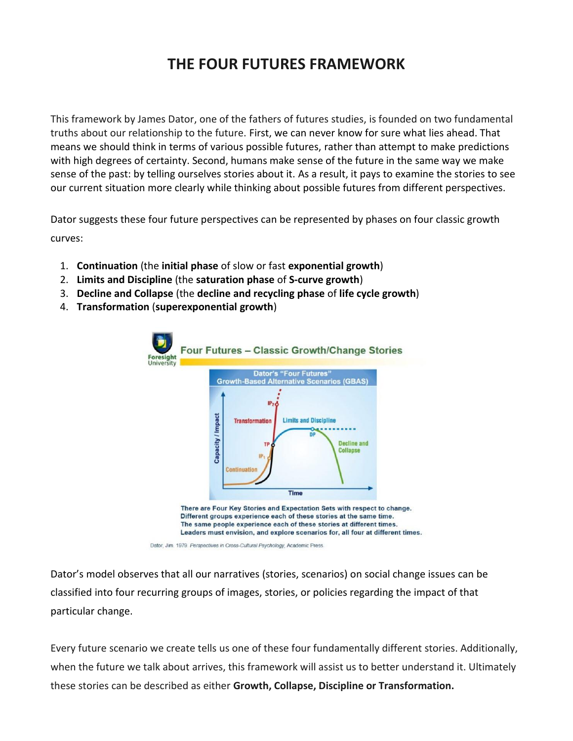# THE FOUR FUTURES FRAMEWORK

This framework by James Dator, one of the fathers of futures studies, is founded on two fundamental truths about our relationship to the future. First, we can never know for sure what lies ahead. That means we should think in terms of various possible futures, rather than attempt to make predictions with high degrees of certainty. Second, humans make sense of the future in the same way we make sense of the past: by telling ourselves stories about it. As a result, it pays to examine the stories to see our current situation more clearly while thinking about possible futures from different perspectives.

Dator suggests these four future perspectives can be represented by phases on four classic growth curves:

1. **Continuation** (the **initial phase** of slow or fast **exponential growth**)
2. **Limits and Discipline** (the **saturation phase** of **S-curve growth**)
3. **Decline and Collapse** (the **decline and recycling phase** of **life cycle growth**)
4. **Transformation** (**superexponential growth**)

Four Futures – Classic Growth/Change Stories

Dator's "Four Futures" Growth-Based Alternative Scenarios (GBAS)

There are Four Key Stories and Expectation Sets with respect to change.
Different groups experience each of these stories at the same time.
The same people experience each of these stories at different times.
Leaders must envision, and explore scenarios for, all four at different times.

Dator, Jim. 1979. *Perspectives in Cross-Cultural Psychology*, Academic Press.

Dator's model observes that all our narratives (stories, scenarios) on social change issues can be classified into four recurring groups of images, stories, or policies regarding the impact of that particular change.

Every future scenario we create tells us one of these four fundamentally different stories. Additionally, when the future we talk about arrives, this framework will assist us to better understand it. Ultimately these stories can be described as either **Growth, Collapse, Discipline or Transformation.**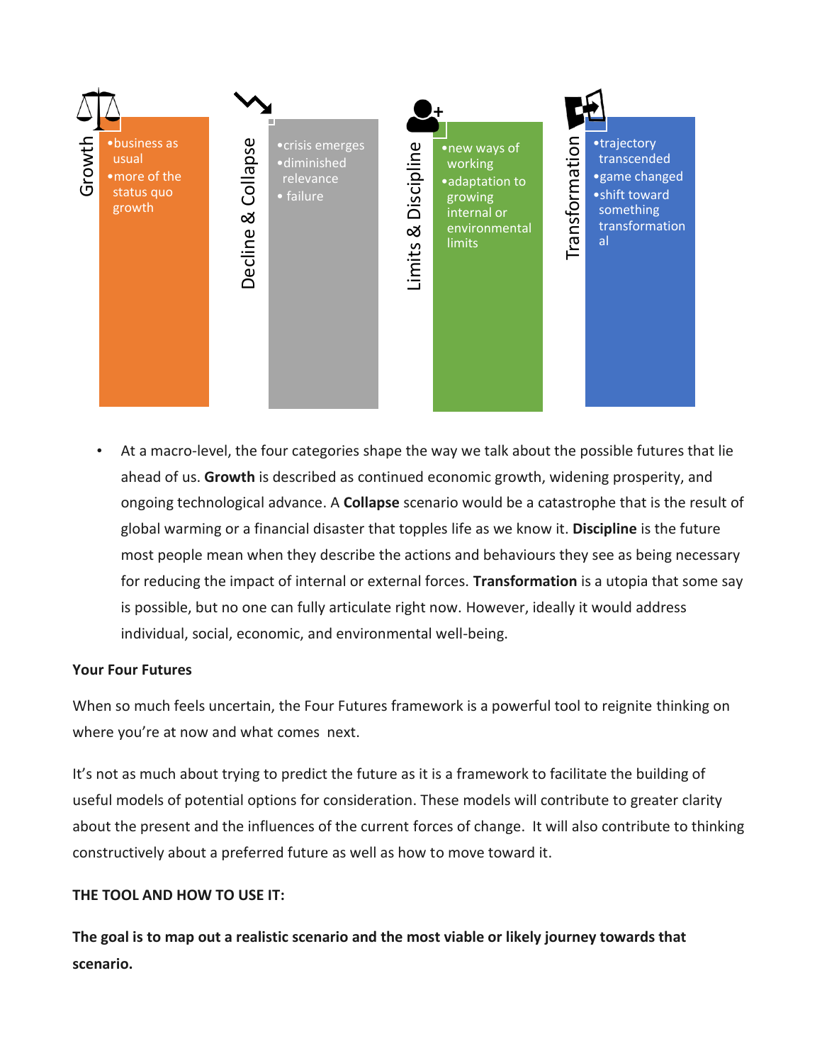**Growth**
- business as usual
- more of the status quo growth

**Decline & Collapse**
- crisis emerges
- diminished relevance
- failure

**Limits & Discipline**
- new ways of working
- adaptation to growing internal or environmental limits

**Transformation**
- trajectory transcended
- game changed
- shift toward something transformational

- At a macro-level, the four categories shape the way we talk about the possible futures that lie ahead of us. **Growth** is described as continued economic growth, widening prosperity, and ongoing technological advance. A **Collapse** scenario would be a catastrophe that is the result of global warming or a financial disaster that topples life as we know it. **Discipline** is the future most people mean when they describe the actions and behaviours they see as being necessary for reducing the impact of internal or external forces. **Transformation** is a utopia that some say is possible, but no one can fully articulate right now. However, ideally it would address individual, social, economic, and environmental well-being.

**Your Four Futures**

When so much feels uncertain, the Four Futures framework is a powerful tool to reignite thinking on where you're at now and what comes next.

It's not as much about trying to predict the future as it is a framework to facilitate the building of useful models of potential options for consideration. These models will contribute to greater clarity about the present and the influences of the current forces of change. It will also contribute to thinking constructively about a preferred future as well as how to move toward it.

**THE TOOL AND HOW TO USE IT:**

**The goal is to map out a realistic scenario and the most viable or likely journey towards that scenario.**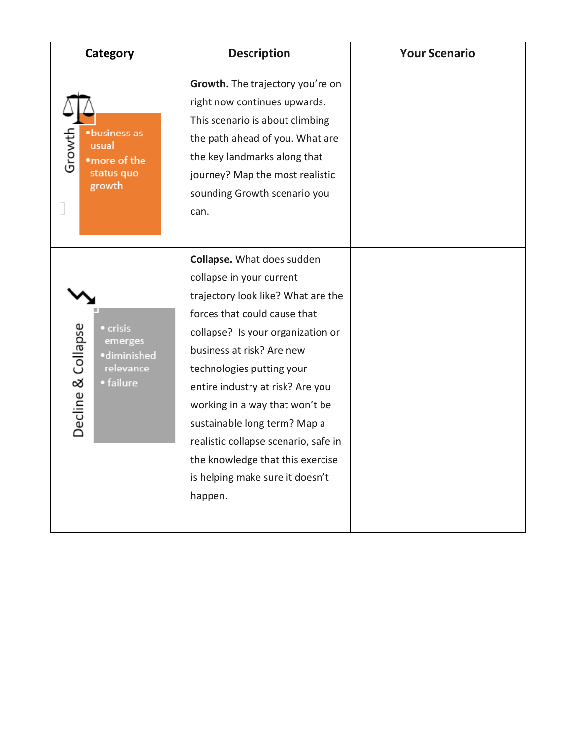| Category | Description | Your Scenario |
|---|---|---|
| Growth<br>•business as usual<br>•more of the status quo growth | **Growth.** The trajectory you're on right now continues upwards. This scenario is about climbing the path ahead of you. What are the key landmarks along that journey? Map the most realistic sounding Growth scenario you can. | |
| Decline & Collapse<br>• crisis emerges<br>•diminished relevance<br>• failure | **Collapse.** What does sudden collapse in your current trajectory look like? What are the forces that could cause that collapse? Is your organization or business at risk? Are new technologies putting your entire industry at risk? Are you working in a way that won't be sustainable long term? Map a realistic collapse scenario, safe in the knowledge that this exercise is helping make sure it doesn't happen. | |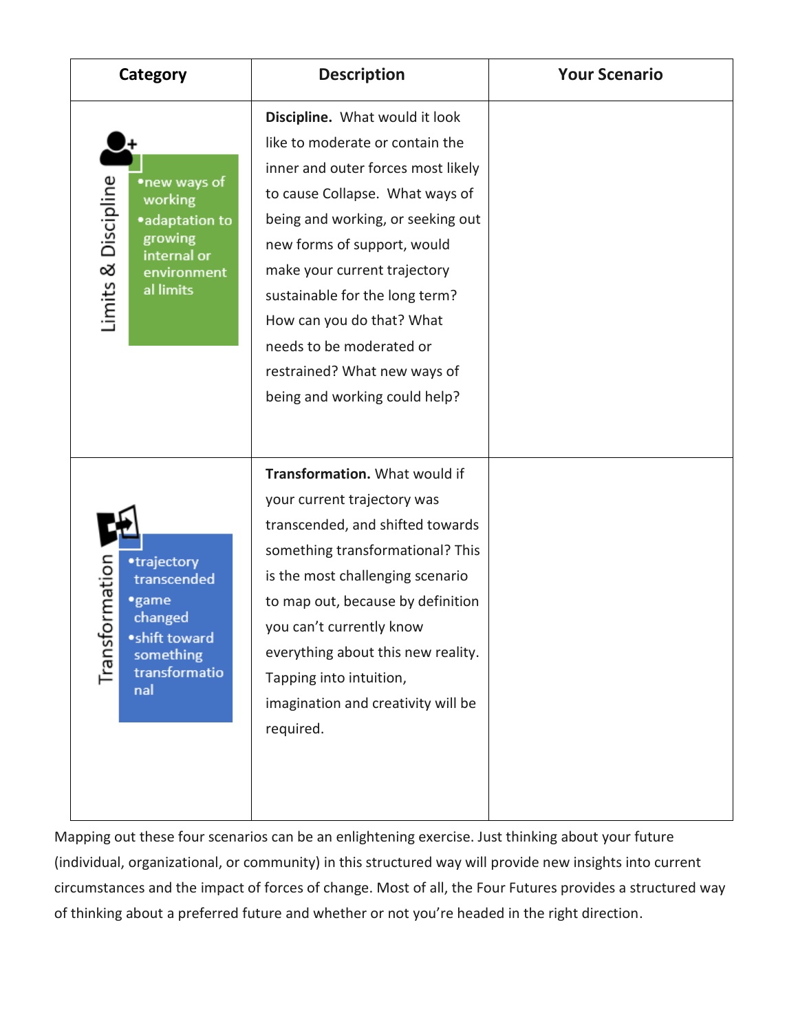| Category | Description | Your Scenario |
| --- | --- | --- |
| Limits & Discipline<br>•new ways of working<br>•adaptation to growing internal or environmental limits | **Discipline.** What would it look like to moderate or contain the inner and outer forces most likely to cause Collapse. What ways of being and working, or seeking out new forms of support, would make your current trajectory sustainable for the long term? How can you do that? What needs to be moderated or restrained? What new ways of being and working could help? | |
| Transformation<br>•trajectory transcended<br>•game changed<br>•shift toward something transformational | **Transformation.** What would if your current trajectory was transcended, and shifted towards something transformational? This is the most challenging scenario to map out, because by definition you can't currently know everything about this new reality. Tapping into intuition, imagination and creativity will be required. | |

Mapping out these four scenarios can be an enlightening exercise. Just thinking about your future (individual, organizational, or community) in this structured way will provide new insights into current circumstances and the impact of forces of change. Most of all, the Four Futures provides a structured way of thinking about a preferred future and whether or not you're headed in the right direction.